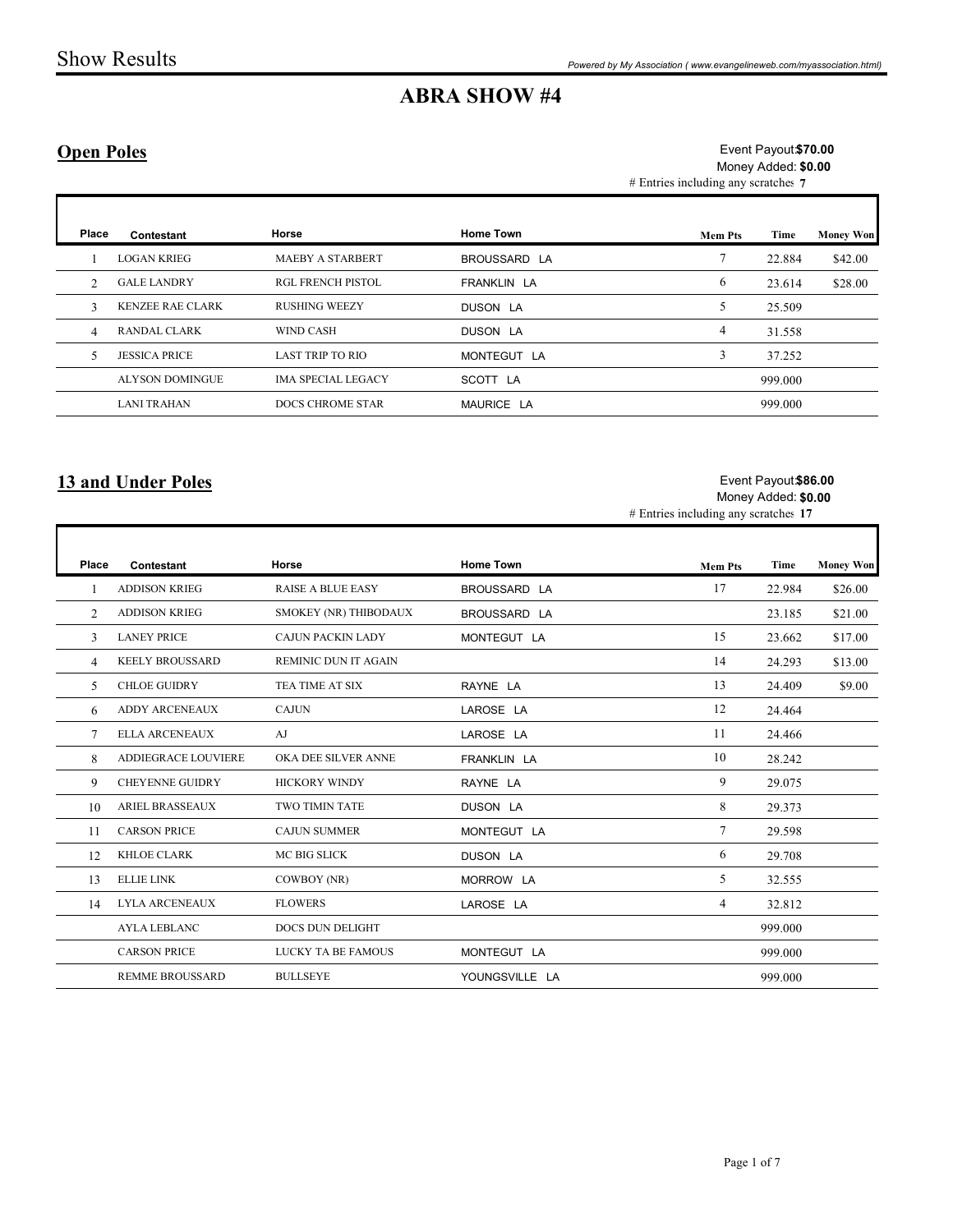# ABRA SHOW #4

## Open Poles

Event Payout: **$70.00**
Money Added: **$0.00**
# Entries including any scratches **7**

| Place | Contestant | Horse | Home Town | Mem Pts | Time | Money Won |
|---|---|---|---|---|---|---|
| 1 | LOGAN KRIEG | MAEBY A STARBERT | BROUSSARD LA | 7 | 22.884 | $42.00 |
| 2 | GALE LANDRY | RGL FRENCH PISTOL | FRANKLIN LA | 6 | 23.614 | $28.00 |
| 3 | KENZEE RAE CLARK | RUSHING WEEZY | DUSON LA | 5 | 25.509 | |
| 4 | RANDAL CLARK | WIND CASH | DUSON LA | 4 | 31.558 | |
| 5 | JESSICA PRICE | LAST TRIP TO RIO | MONTEGUT LA | 3 | 37.252 | |
| | ALYSON DOMINGUE | IMA SPECIAL LEGACY | SCOTT LA | | 999.000 | |
| | LANI TRAHAN | DOCS CHROME STAR | MAURICE LA | | 999.000 | |

## 13 and Under Poles

Event Payout: **$86.00**
Money Added: **$0.00**
# Entries including any scratches **17**

| Place | Contestant | Horse | Home Town | Mem Pts | Time | Money Won |
|---|---|---|---|---|---|---|
| 1 | ADDISON KRIEG | RAISE A BLUE EASY | BROUSSARD LA | 17 | 22.984 | $26.00 |
| 2 | ADDISON KRIEG | SMOKEY (NR) THIBODAUX | BROUSSARD LA | | 23.185 | $21.00 |
| 3 | LANEY PRICE | CAJUN PACKIN LADY | MONTEGUT LA | 15 | 23.662 | $17.00 |
| 4 | KEELY BROUSSARD | REMINIC DUN IT AGAIN | | 14 | 24.293 | $13.00 |
| 5 | CHLOE GUIDRY | TEA TIME AT SIX | RAYNE LA | 13 | 24.409 | $9.00 |
| 6 | ADDY ARCENEAUX | CAJUN | LAROSE LA | 12 | 24.464 | |
| 7 | ELLA ARCENEAUX | AJ | LAROSE LA | 11 | 24.466 | |
| 8 | ADDIEGRACE LOUVIERE | OKA DEE SILVER ANNE | FRANKLIN LA | 10 | 28.242 | |
| 9 | CHEYENNE GUIDRY | HICKORY WINDY | RAYNE LA | 9 | 29.075 | |
| 10 | ARIEL BRASSEAUX | TWO TIMIN TATE | DUSON LA | 8 | 29.373 | |
| 11 | CARSON PRICE | CAJUN SUMMER | MONTEGUT LA | 7 | 29.598 | |
| 12 | KHLOE CLARK | MC BIG SLICK | DUSON LA | 6 | 29.708 | |
| 13 | ELLIE LINK | COWBOY (NR) | MORROW LA | 5 | 32.555 | |
| 14 | LYLA ARCENEAUX | FLOWERS | LAROSE LA | 4 | 32.812 | |
| | AYLA LEBLANC | DOCS DUN DELIGHT | | | 999.000 | |
| | CARSON PRICE | LUCKY TA BE FAMOUS | MONTEGUT LA | | 999.000 | |
| | REMME BROUSSARD | BULLSEYE | YOUNGSVILLE LA | | 999.000 | |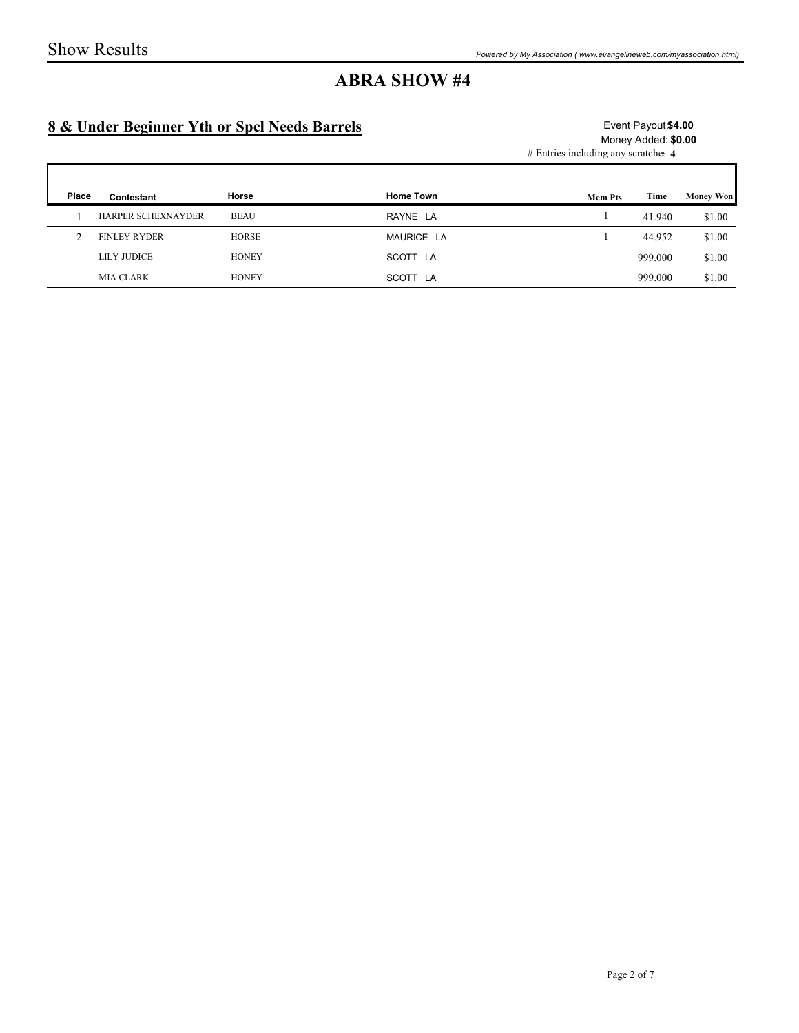# ABRA SHOW #4

## 8 & Under Beginner Yth or Spcl Needs Barrels

Event Payout: **$4.00**
Money Added: **$0.00**
# Entries including any scratches **4**

| Place | Contestant | Horse | Home Town | Mem Pts | Time | Money Won |
|---|---|---|---|---|---|---|
| 1 | HARPER SCHEXNAYDER | BEAU | RAYNE LA | 1 | 41.940 | $1.00 |
| 2 | FINLEY RYDER | HORSE | MAURICE LA | 1 | 44.952 | $1.00 |
| | LILY JUDICE | HONEY | SCOTT LA | | 999.000 | $1.00 |
| | MIA CLARK | HONEY | SCOTT LA | | 999.000 | $1.00 |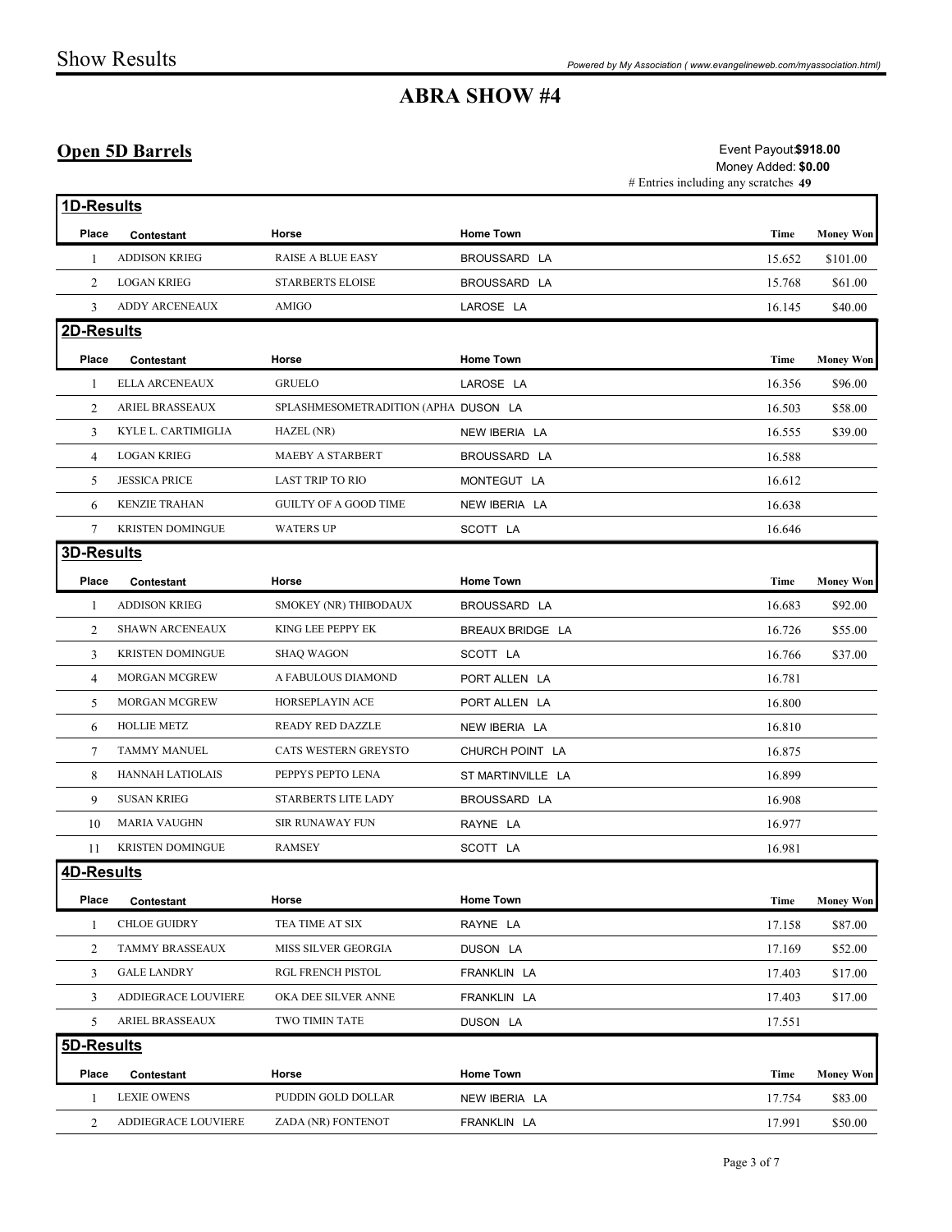# ABRA SHOW #4

## Open 5D Barrels

Event Payout: **$918.00**
Money Added: **$0.00**
# Entries including any scratches **49**

### 1D-Results

| Place | Contestant | Horse | Home Town | Time | Money Won |
|---|---|---|---|---|---|
| 1 | ADDISON KRIEG | RAISE A BLUE EASY | BROUSSARD LA | 15.652 | $101.00 |
| 2 | LOGAN KRIEG | STARBERTS ELOISE | BROUSSARD LA | 15.768 | $61.00 |
| 3 | ADDY ARCENEAUX | AMIGO | LAROSE LA | 16.145 | $40.00 |

### 2D-Results

| Place | Contestant | Horse | Home Town | Time | Money Won |
|---|---|---|---|---|---|
| 1 | ELLA ARCENEAUX | GRUELO | LAROSE LA | 16.356 | $96.00 |
| 2 | ARIEL BRASSEAUX | SPLASHMESOMETRADITION (APHA | DUSON LA | 16.503 | $58.00 |
| 3 | KYLE L. CARTIMIGLIA | HAZEL (NR) | NEW IBERIA LA | 16.555 | $39.00 |
| 4 | LOGAN KRIEG | MAEBY A STARBERT | BROUSSARD LA | 16.588 | |
| 5 | JESSICA PRICE | LAST TRIP TO RIO | MONTEGUT LA | 16.612 | |
| 6 | KENZIE TRAHAN | GUILTY OF A GOOD TIME | NEW IBERIA LA | 16.638 | |
| 7 | KRISTEN DOMINGUE | WATERS UP | SCOTT LA | 16.646 | |

### 3D-Results

| Place | Contestant | Horse | Home Town | Time | Money Won |
|---|---|---|---|---|---|
| 1 | ADDISON KRIEG | SMOKEY (NR) THIBODAUX | BROUSSARD LA | 16.683 | $92.00 |
| 2 | SHAWN ARCENEAUX | KING LEE PEPPY EK | BREAUX BRIDGE LA | 16.726 | $55.00 |
| 3 | KRISTEN DOMINGUE | SHAQ WAGON | SCOTT LA | 16.766 | $37.00 |
| 4 | MORGAN MCGREW | A FABULOUS DIAMOND | PORT ALLEN LA | 16.781 | |
| 5 | MORGAN MCGREW | HORSEPLAYIN ACE | PORT ALLEN LA | 16.800 | |
| 6 | HOLLIE METZ | READY RED DAZZLE | NEW IBERIA LA | 16.810 | |
| 7 | TAMMY MANUEL | CATS WESTERN GREYSTO | CHURCH POINT LA | 16.875 | |
| 8 | HANNAH LATIOLAIS | PEPPYS PEPTO LENA | ST MARTINVILLE LA | 16.899 | |
| 9 | SUSAN KRIEG | STARBERTS LITE LADY | BROUSSARD LA | 16.908 | |
| 10 | MARIA VAUGHN | SIR RUNAWAY FUN | RAYNE LA | 16.977 | |
| 11 | KRISTEN DOMINGUE | RAMSEY | SCOTT LA | 16.981 | |

### 4D-Results

| Place | Contestant | Horse | Home Town | Time | Money Won |
|---|---|---|---|---|---|
| 1 | CHLOE GUIDRY | TEA TIME AT SIX | RAYNE LA | 17.158 | $87.00 |
| 2 | TAMMY BRASSEAUX | MISS SILVER GEORGIA | DUSON LA | 17.169 | $52.00 |
| 3 | GALE LANDRY | RGL FRENCH PISTOL | FRANKLIN LA | 17.403 | $17.00 |
| 3 | ADDIEGRACE LOUVIERE | OKA DEE SILVER ANNE | FRANKLIN LA | 17.403 | $17.00 |
| 5 | ARIEL BRASSEAUX | TWO TIMIN TATE | DUSON LA | 17.551 | |

### 5D-Results

| Place | Contestant | Horse | Home Town | Time | Money Won |
|---|---|---|---|---|---|
| 1 | LEXIE OWENS | PUDDIN GOLD DOLLAR | NEW IBERIA LA | 17.754 | $83.00 |
| 2 | ADDIEGRACE LOUVIERE | ZADA (NR) FONTENOT | FRANKLIN LA | 17.991 | $50.00 |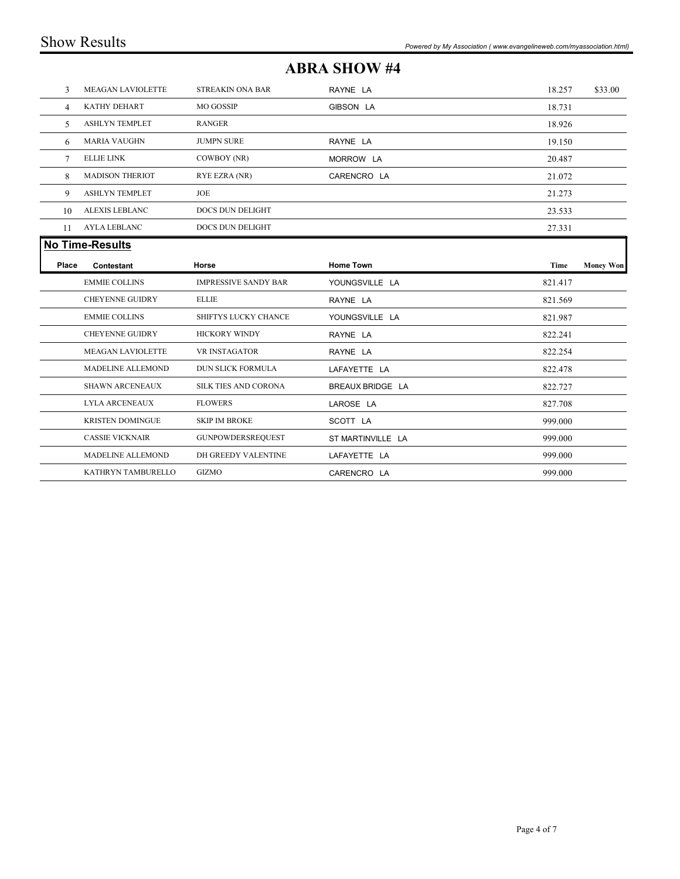# ABRA SHOW #4

| Place | Contestant | Horse | Home Town | Time | Money Won |
|---|---|---|---|---|---|
| 3 | MEAGAN LAVIOLETTE | STREAKIN ONA BAR | RAYNE LA | 18.257 | $33.00 |
| 4 | KATHY DEHART | MO GOSSIP | GIBSON LA | 18.731 | |
| 5 | ASHLYN TEMPLET | RANGER | | 18.926 | |
| 6 | MARIA VAUGHN | JUMPN SURE | RAYNE LA | 19.150 | |
| 7 | ELLIE LINK | COWBOY (NR) | MORROW LA | 20.487 | |
| 8 | MADISON THERIOT | RYE EZRA (NR) | CARENCRO LA | 21.072 | |
| 9 | ASHLYN TEMPLET | JOE | | 21.273 | |
| 10 | ALEXIS LEBLANC | DOCS DUN DELIGHT | | 23.533 | |
| 11 | AYLA LEBLANC | DOCS DUN DELIGHT | | 27.331 | |

## No Time-Results

| Place | Contestant | Horse | Home Town | Time | Money Won |
|---|---|---|---|---|---|
| | EMMIE COLLINS | IMPRESSIVE SANDY BAR | YOUNGSVILLE LA | 821.417 | |
| | CHEYENNE GUIDRY | ELLIE | RAYNE LA | 821.569 | |
| | EMMIE COLLINS | SHIFTYS LUCKY CHANCE | YOUNGSVILLE LA | 821.987 | |
| | CHEYENNE GUIDRY | HICKORY WINDY | RAYNE LA | 822.241 | |
| | MEAGAN LAVIOLETTE | VR INSTAGATOR | RAYNE LA | 822.254 | |
| | MADELINE ALLEMOND | DUN SLICK FORMULA | LAFAYETTE LA | 822.478 | |
| | SHAWN ARCENEAUX | SILK TIES AND CORONA | BREAUX BRIDGE LA | 822.727 | |
| | LYLA ARCENEAUX | FLOWERS | LAROSE LA | 827.708 | |
| | KRISTEN DOMINGUE | SKIP IM BROKE | SCOTT LA | 999.000 | |
| | CASSIE VICKNAIR | GUNPOWDERSREQUEST | ST MARTINVILLE LA | 999.000 | |
| | MADELINE ALLEMOND | DH GREEDY VALENTINE | LAFAYETTE LA | 999.000 | |
| | KATHRYN TAMBURELLO | GIZMO | CARENCRO LA | 999.000 | |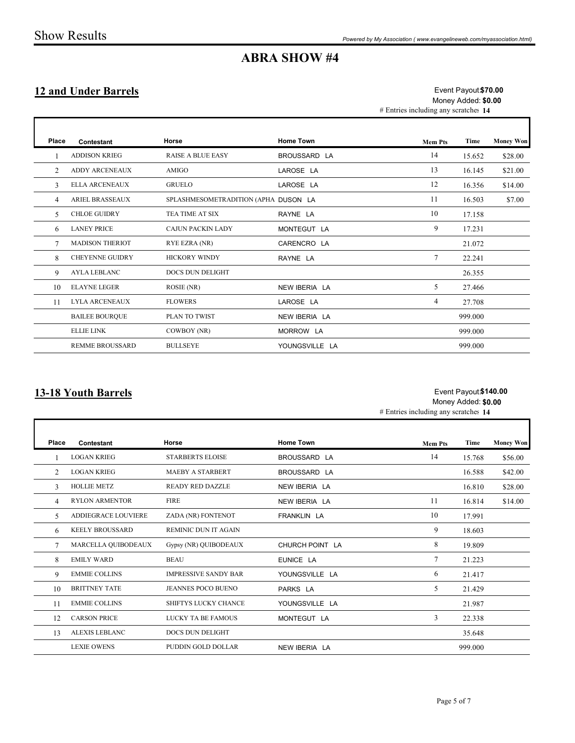# ABRA SHOW #4

## 12 and Under Barrels

Event Payout: **$70.00**
Money Added: **$0.00**
# Entries including any scratches **14**

| Place | Contestant | Horse | Home Town | Mem Pts | Time | Money Won |
|---|---|---|---|---|---|---|
| 1 | ADDISON KRIEG | RAISE A BLUE EASY | BROUSSARD LA | 14 | 15.652 | $28.00 |
| 2 | ADDY ARCENEAUX | AMIGO | LAROSE LA | 13 | 16.145 | $21.00 |
| 3 | ELLA ARCENEAUX | GRUELO | LAROSE LA | 12 | 16.356 | $14.00 |
| 4 | ARIEL BRASSEAUX | SPLASHMESOMETRADITION (APHA | DUSON LA | 11 | 16.503 | $7.00 |
| 5 | CHLOE GUIDRY | TEA TIME AT SIX | RAYNE LA | 10 | 17.158 | |
| 6 | LANEY PRICE | CAJUN PACKIN LADY | MONTEGUT LA | 9 | 17.231 | |
| 7 | MADISON THERIOT | RYE EZRA (NR) | CARENCRO LA | | 21.072 | |
| 8 | CHEYENNE GUIDRY | HICKORY WINDY | RAYNE LA | 7 | 22.241 | |
| 9 | AYLA LEBLANC | DOCS DUN DELIGHT | | | 26.355 | |
| 10 | ELAYNE LEGER | ROSIE (NR) | NEW IBERIA LA | 5 | 27.466 | |
| 11 | LYLA ARCENEAUX | FLOWERS | LAROSE LA | 4 | 27.708 | |
| | BAILEE BOURQUE | PLAN TO TWIST | NEW IBERIA LA | | 999.000 | |
| | ELLIE LINK | COWBOY (NR) | MORROW LA | | 999.000 | |
| | REMME BROUSSARD | BULLSEYE | YOUNGSVILLE LA | | 999.000 | |

## 13-18 Youth Barrels

Event Payout: **$140.00**
Money Added: **$0.00**
# Entries including any scratches **14**

| Place | Contestant | Horse | Home Town | Mem Pts | Time | Money Won |
|---|---|---|---|---|---|---|
| 1 | LOGAN KRIEG | STARBERTS ELOISE | BROUSSARD LA | 14 | 15.768 | $56.00 |
| 2 | LOGAN KRIEG | MAEBY A STARBERT | BROUSSARD LA | | 16.588 | $42.00 |
| 3 | HOLLIE METZ | READY RED DAZZLE | NEW IBERIA LA | | 16.810 | $28.00 |
| 4 | RYLON ARMENTOR | FIRE | NEW IBERIA LA | 11 | 16.814 | $14.00 |
| 5 | ADDIEGRACE LOUVIERE | ZADA (NR) FONTENOT | FRANKLIN LA | 10 | 17.991 | |
| 6 | KEELY BROUSSARD | REMINIC DUN IT AGAIN | | 9 | 18.603 | |
| 7 | MARCELLA QUIBODEAUX | Gypsy (NR) QUIBODEAUX | CHURCH POINT LA | 8 | 19.809 | |
| 8 | EMILY WARD | BEAU | EUNICE LA | 7 | 21.223 | |
| 9 | EMMIE COLLINS | IMPRESSIVE SANDY BAR | YOUNGSVILLE LA | 6 | 21.417 | |
| 10 | BRITTNEY TATE | JEANNES POCO BUENO | PARKS LA | 5 | 21.429 | |
| 11 | EMMIE COLLINS | SHIFTYS LUCKY CHANCE | YOUNGSVILLE LA | | 21.987 | |
| 12 | CARSON PRICE | LUCKY TA BE FAMOUS | MONTEGUT LA | 3 | 22.338 | |
| 13 | ALEXIS LEBLANC | DOCS DUN DELIGHT | | | 35.648 | |
| | LEXIE OWENS | PUDDIN GOLD DOLLAR | NEW IBERIA LA | | 999.000 | |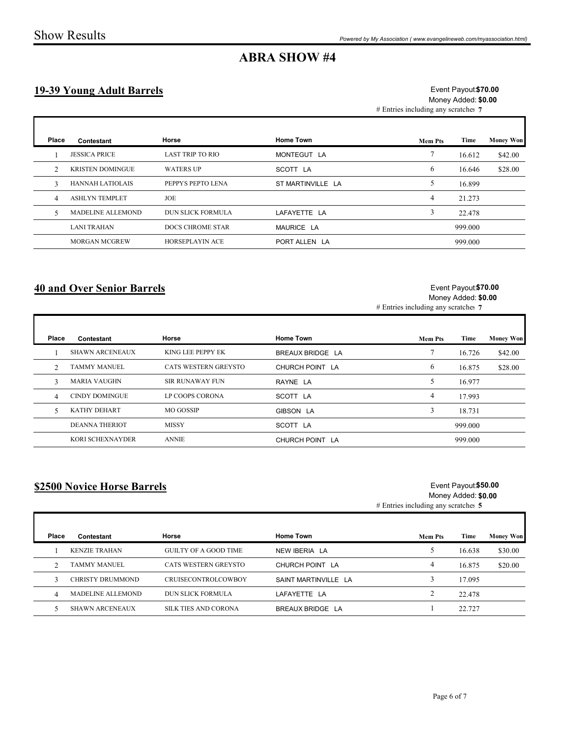# ABRA SHOW #4

## 19-39 Young Adult Barrels

Event Payout: **$70.00**
Money Added: **$0.00**
# Entries including any scratches **7**

| Place | Contestant | Horse | Home Town | Mem Pts | Time | Money Won |
|---|---|---|---|---|---|---|
| 1 | JESSICA PRICE | LAST TRIP TO RIO | MONTEGUT LA | 7 | 16.612 | $42.00 |
| 2 | KRISTEN DOMINGUE | WATERS UP | SCOTT LA | 6 | 16.646 | $28.00 |
| 3 | HANNAH LATIOLAIS | PEPPYS PEPTO LENA | ST MARTINVILLE LA | 5 | 16.899 | |
| 4 | ASHLYN TEMPLET | JOE | | 4 | 21.273 | |
| 5 | MADELINE ALLEMOND | DUN SLICK FORMULA | LAFAYETTE LA | 3 | 22.478 | |
| | LANI TRAHAN | DOCS CHROME STAR | MAURICE LA | | 999.000 | |
| | MORGAN MCGREW | HORSEPLAYIN ACE | PORT ALLEN LA | | 999.000 | |

## 40 and Over Senior Barrels

Event Payout: **$70.00**
Money Added: **$0.00**
# Entries including any scratches **7**

| Place | Contestant | Horse | Home Town | Mem Pts | Time | Money Won |
|---|---|---|---|---|---|---|
| 1 | SHAWN ARCENEAUX | KING LEE PEPPY EK | BREAUX BRIDGE LA | 7 | 16.726 | $42.00 |
| 2 | TAMMY MANUEL | CATS WESTERN GREYSTO | CHURCH POINT LA | 6 | 16.875 | $28.00 |
| 3 | MARIA VAUGHN | SIR RUNAWAY FUN | RAYNE LA | 5 | 16.977 | |
| 4 | CINDY DOMINGUE | LP COOPS CORONA | SCOTT LA | 4 | 17.993 | |
| 5 | KATHY DEHART | MO GOSSIP | GIBSON LA | 3 | 18.731 | |
| | DEANNA THERIOT | MISSY | SCOTT LA | | 999.000 | |
| | KORI SCHEXNAYDER | ANNIE | CHURCH POINT LA | | 999.000 | |

## $2500 Novice Horse Barrels

Event Payout: **$50.00**
Money Added: **$0.00**
# Entries including any scratches **5**

| Place | Contestant | Horse | Home Town | Mem Pts | Time | Money Won |
|---|---|---|---|---|---|---|
| 1 | KENZIE TRAHAN | GUILTY OF A GOOD TIME | NEW IBERIA LA | 5 | 16.638 | $30.00 |
| 2 | TAMMY MANUEL | CATS WESTERN GREYSTO | CHURCH POINT LA | 4 | 16.875 | $20.00 |
| 3 | CHRISTY DRUMMOND | CRUISECONTROLCOWBOY | SAINT MARTINVILLE LA | 3 | 17.095 | |
| 4 | MADELINE ALLEMOND | DUN SLICK FORMULA | LAFAYETTE LA | 2 | 22.478 | |
| 5 | SHAWN ARCENEAUX | SILK TIES AND CORONA | BREAUX BRIDGE LA | 1 | 22.727 | |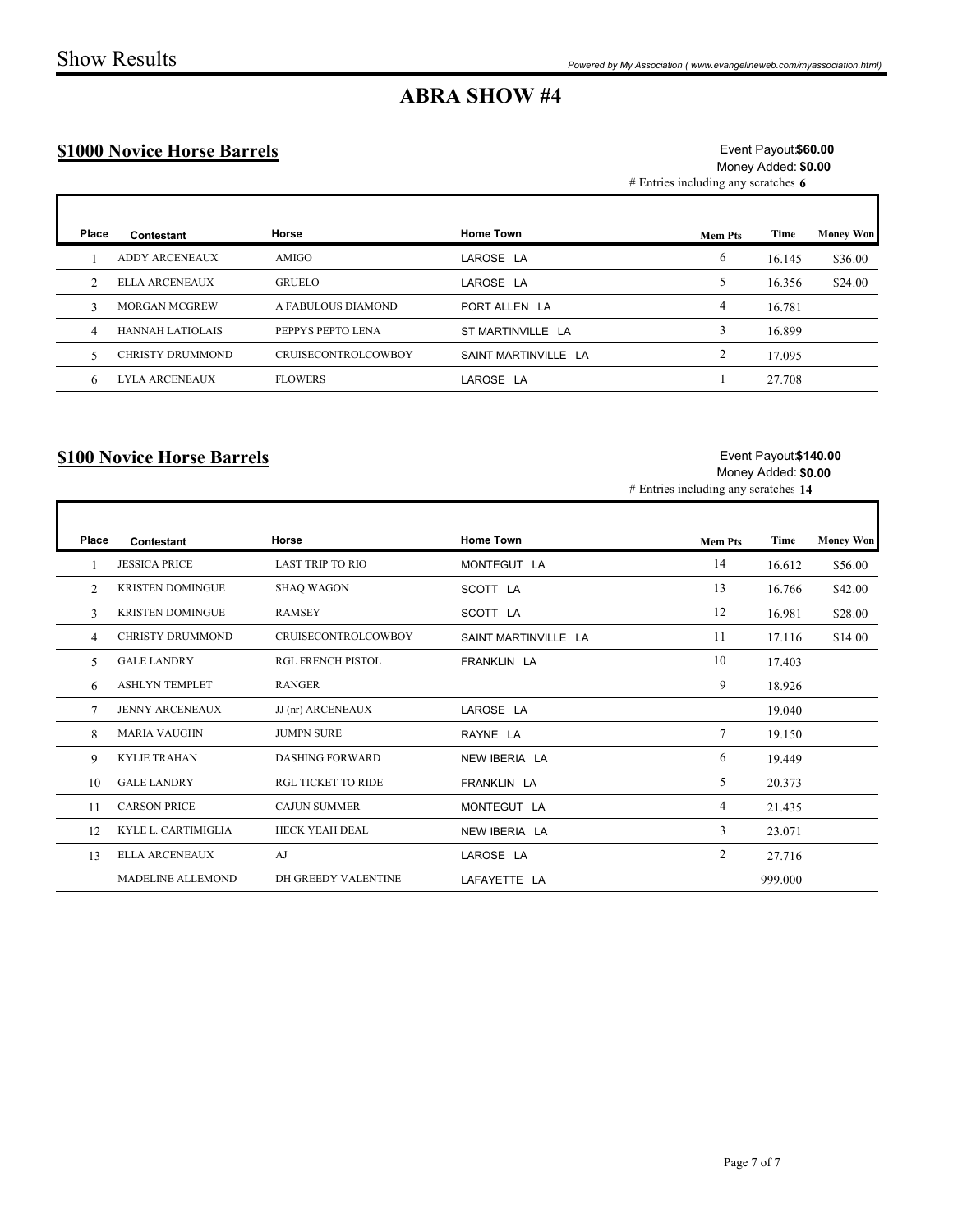# ABRA SHOW #4

## $1000 Novice Horse Barrels

Event Payout: **$60.00**
Money Added: **$0.00**
# Entries including any scratches **6**

| Place | Contestant | Horse | Home Town | Mem Pts | Time | Money Won |
|---|---|---|---|---|---|---|
| 1 | ADDY ARCENEAUX | AMIGO | LAROSE LA | 6 | 16.145 | $36.00 |
| 2 | ELLA ARCENEAUX | GRUELO | LAROSE LA | 5 | 16.356 | $24.00 |
| 3 | MORGAN MCGREW | A FABULOUS DIAMOND | PORT ALLEN LA | 4 | 16.781 | |
| 4 | HANNAH LATIOLAIS | PEPPYS PEPTO LENA | ST MARTINVILLE LA | 3 | 16.899 | |
| 5 | CHRISTY DRUMMOND | CRUISECONTROLCOWBOY | SAINT MARTINVILLE LA | 2 | 17.095 | |
| 6 | LYLA ARCENEAUX | FLOWERS | LAROSE LA | 1 | 27.708 | |

## $100 Novice Horse Barrels

Event Payout: **$140.00**
Money Added: **$0.00**
# Entries including any scratches **14**

| Place | Contestant | Horse | Home Town | Mem Pts | Time | Money Won |
|---|---|---|---|---|---|---|
| 1 | JESSICA PRICE | LAST TRIP TO RIO | MONTEGUT LA | 14 | 16.612 | $56.00 |
| 2 | KRISTEN DOMINGUE | SHAQ WAGON | SCOTT LA | 13 | 16.766 | $42.00 |
| 3 | KRISTEN DOMINGUE | RAMSEY | SCOTT LA | 12 | 16.981 | $28.00 |
| 4 | CHRISTY DRUMMOND | CRUISECONTROLCOWBOY | SAINT MARTINVILLE LA | 11 | 17.116 | $14.00 |
| 5 | GALE LANDRY | RGL FRENCH PISTOL | FRANKLIN LA | 10 | 17.403 | |
| 6 | ASHLYN TEMPLET | RANGER | | 9 | 18.926 | |
| 7 | JENNY ARCENEAUX | JJ (nr) ARCENEAUX | LAROSE LA | | 19.040 | |
| 8 | MARIA VAUGHN | JUMPN SURE | RAYNE LA | 7 | 19.150 | |
| 9 | KYLIE TRAHAN | DASHING FORWARD | NEW IBERIA LA | 6 | 19.449 | |
| 10 | GALE LANDRY | RGL TICKET TO RIDE | FRANKLIN LA | 5 | 20.373 | |
| 11 | CARSON PRICE | CAJUN SUMMER | MONTEGUT LA | 4 | 21.435 | |
| 12 | KYLE L. CARTIMIGLIA | HECK YEAH DEAL | NEW IBERIA LA | 3 | 23.071 | |
| 13 | ELLA ARCENEAUX | AJ | LAROSE LA | 2 | 27.716 | |
| | MADELINE ALLEMOND | DH GREEDY VALENTINE | LAFAYETTE LA | | 999.000 | |